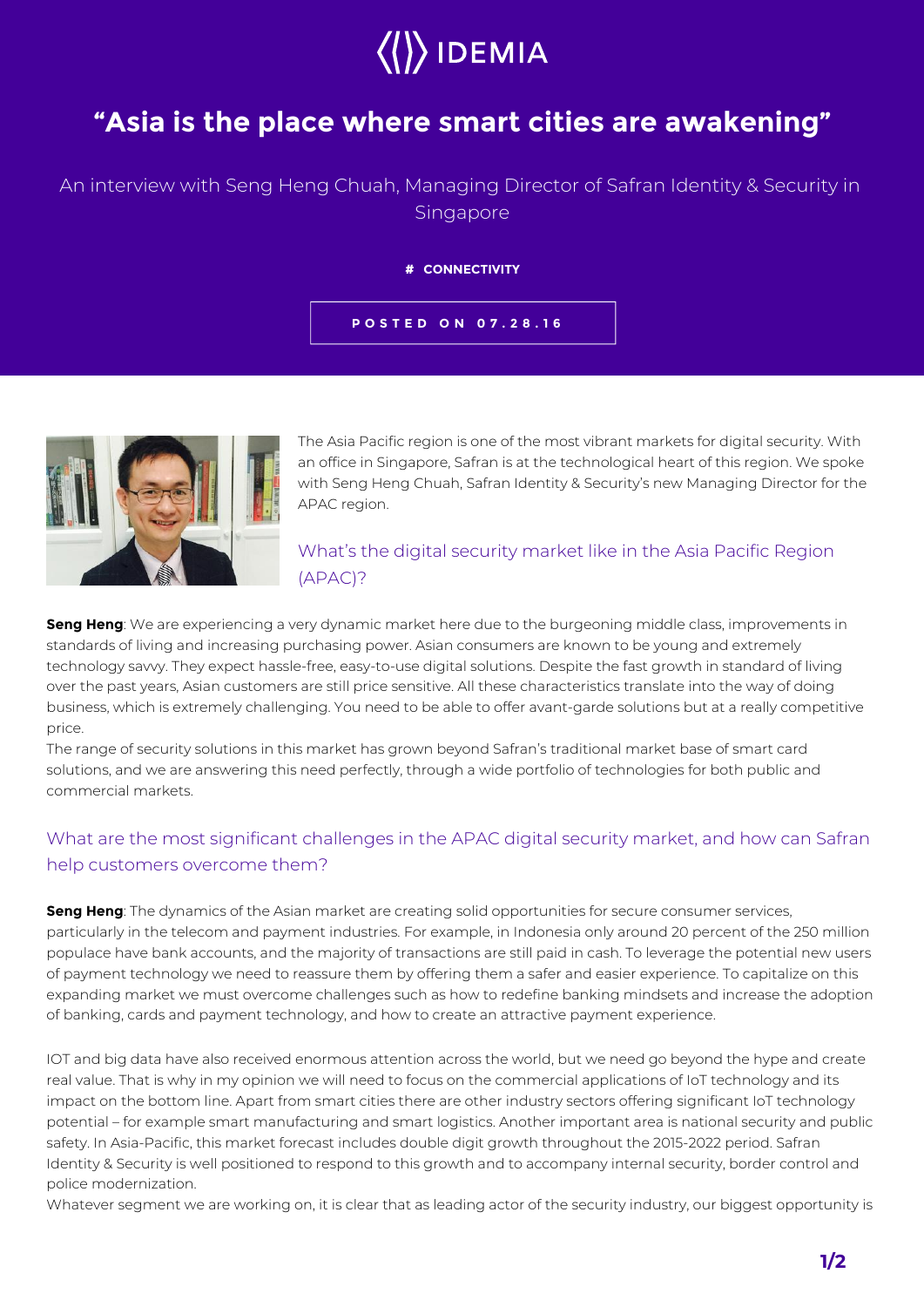IDEMIA

# "Asia is the place where smart cities are awakening"

An interview with Seng Heng Chuah, Managing Director of Safran Identity & Security in Singapore

**# CONNECTIVITY**

POSTED ON 07.28.16

The Asia Pacific region is one of the most vibrant markets for digital security. With an office in Singapore, Safran is at the technological heart of this region. We spoke with Seng Heng Chuah, Safran Identity & Security's new Managing Director for the APAC region.

## What's the digital security market like in the Asia Pacific Region (APAC)?

**Seng Heng**: We are experiencing a very dynamic market here due to the burgeoning middle class, improvements in standards of living and increasing purchasing power. Asian consumers are known to be young and extremely technology savvy. They expect hassle-free, easy-to-use digital solutions. Despite the fast growth in standard of living over the past years, Asian customers are still price sensitive. All these characteristics translate into the way of doing business, which is extremely challenging. You need to be able to offer avant-garde solutions but at a really competitive price.

The range of security solutions in this market has grown beyond Safran's traditional market base of smart card solutions, and we are answering this need perfectly, through a wide portfolio of technologies for both public and commercial markets.

## What are the most significant challenges in the APAC digital security market, and how can Safran help customers overcome them?

**Seng Heng**: The dynamics of the Asian market are creating solid opportunities for secure consumer services, particularly in the telecom and payment industries. For example, in Indonesia only around 20 percent of the 250 million populace have bank accounts, and the majority of transactions are still paid in cash. To leverage the potential new users of payment technology we need to reassure them by offering them a safer and easier experience. To capitalize on this expanding market we must overcome challenges such as how to redefine banking mindsets and increase the adoption of banking, cards and payment technology, and how to create an attractive payment experience.

IOT and big data have also received enormous attention across the world, but we need go beyond the hype and create real value. That is why in my opinion we will need to focus on the commercial applications of IoT technology and its impact on the bottom line. Apart from smart cities there are other industry sectors offering significant IoT technology potential – for example smart manufacturing and smart logistics. Another important area is national security and public safety. In Asia-Pacific, this market forecast includes double digit growth throughout the 2015-2022 period. Safran Identity & Security is well positioned to respond to this growth and to accompany internal security, border control and police modernization.

Whatever segment we are working on, it is clear that as leading actor of the security industry, our biggest opportunity is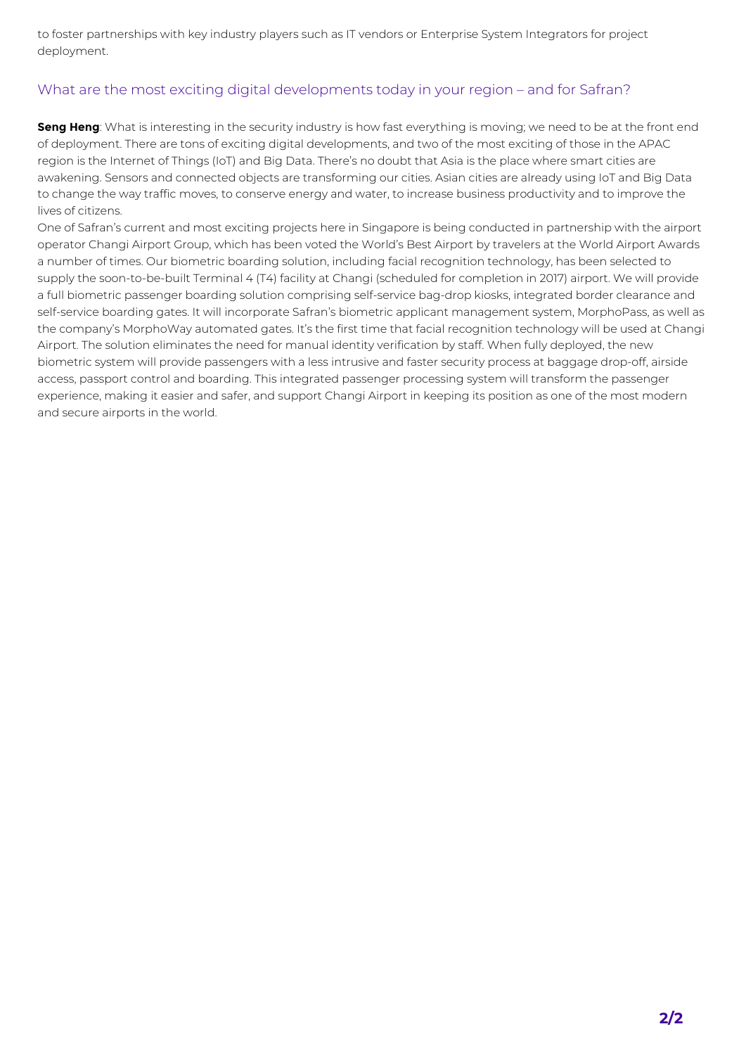to foster partnerships with key industry players such as IT vendors or Enterprise System Integrators for project deployment.

## What are the most exciting digital developments today in your region – and for Safran?

**Seng Heng**: What is interesting in the security industry is how fast everything is moving; we need to be at the front end of deployment. There are tons of exciting digital developments, and two of the most exciting of those in the APAC region is the Internet of Things (IoT) and Big Data. There's no doubt that Asia is the place where smart cities are awakening. Sensors and connected objects are transforming our cities. Asian cities are already using IoT and Big Data to change the way traffic moves, to conserve energy and water, to increase business productivity and to improve the lives of citizens.

One of Safran's current and most exciting projects here in Singapore is being conducted in partnership with the airport operator Changi Airport Group, which has been voted the World's Best Airport by travelers at the World Airport Awards a number of times. Our biometric boarding solution, including facial recognition technology, has been selected to supply the soon-to-be-built Terminal 4 (T4) facility at Changi (scheduled for completion in 2017) airport. We will provide a full biometric passenger boarding solution comprising self-service bag-drop kiosks, integrated border clearance and self-service boarding gates. It will incorporate Safran's biometric applicant management system, MorphoPass, as well as the company's MorphoWay automated gates. It's the first time that facial recognition technology will be used at Changi Airport. The solution eliminates the need for manual identity verification by staff. When fully deployed, the new biometric system will provide passengers with a less intrusive and faster security process at baggage drop-off, airside access, passport control and boarding. This integrated passenger processing system will transform the passenger experience, making it easier and safer, and support Changi Airport in keeping its position as one of the most modern and secure airports in the world.